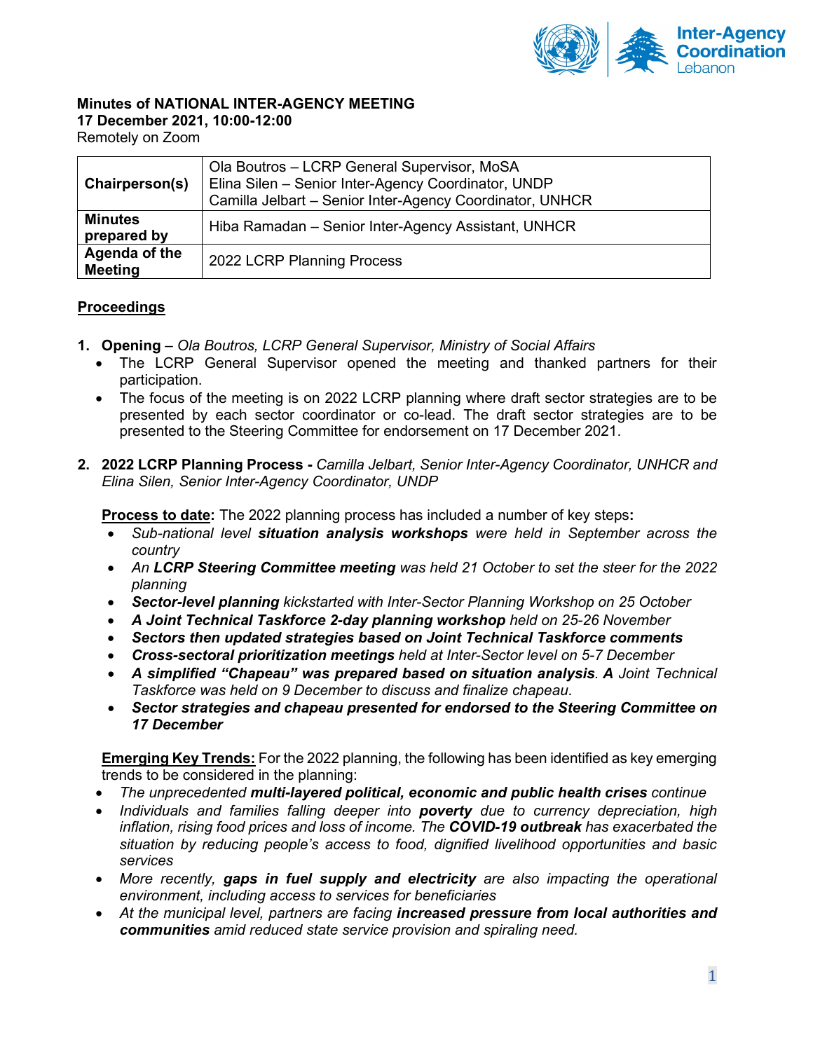**Minutes of NATIONAL INTER-AGENCY MEETING**
**17 December 2021, 10:00-12:00**
Remotely on Zoom

| | |
|---|---|
| **Chairperson(s)** | Ola Boutros – LCRP General Supervisor, MoSA<br>Elina Silen – Senior Inter-Agency Coordinator, UNDP<br>Camilla Jelbart – Senior Inter-Agency Coordinator, UNHCR |
| **Minutes prepared by** | Hiba Ramadan – Senior Inter-Agency Assistant, UNHCR |
| **Agenda of the Meeting** | 2022 LCRP Planning Process |

## Proceedings

1. **Opening** – *Ola Boutros, LCRP General Supervisor, Ministry of Social Affairs*
   - The LCRP General Supervisor opened the meeting and thanked partners for their participation.
   - The focus of the meeting is on 2022 LCRP planning where draft sector strategies are to be presented by each sector coordinator or co-lead. The draft sector strategies are to be presented to the Steering Committee for endorsement on 17 December 2021.

2. **2022 LCRP Planning Process -** *Camilla Jelbart, Senior Inter-Agency Coordinator, UNHCR and Elina Silen, Senior Inter-Agency Coordinator, UNDP*

   **Process to date:** The 2022 planning process has included a number of key steps**:**
   - *Sub-national level **situation analysis workshops** were held in September across the country*
   - *An **LCRP Steering Committee meeting** was held 21 October to set the steer for the 2022 planning*
   - ***Sector-level planning** kickstarted with Inter-Sector Planning Workshop on 25 October*
   - ***A Joint Technical Taskforce 2-day planning workshop** held on 25-26 November*
   - ***Sectors then updated strategies based on Joint Technical Taskforce comments***
   - ***Cross-sectoral prioritization meetings** held at Inter-Sector level on 5-7 December*
   - ***A simplified "Chapeau" was prepared based on situation analysis**. **A** Joint Technical Taskforce was held on 9 December to discuss and finalize chapeau.*
   - ***Sector strategies and chapeau presented for endorsed to the Steering Committee on 17 December***

   **Emerging Key Trends:** For the 2022 planning, the following has been identified as key emerging trends to be considered in the planning:
   - *The unprecedented **multi-layered political, economic and public health crises** continue*
   - *Individuals and families falling deeper into **poverty** due to currency depreciation, high inflation, rising food prices and loss of income. The **COVID-19 outbreak** has exacerbated the situation by reducing people's access to food, dignified livelihood opportunities and basic services*
   - *More recently, **gaps in fuel supply and electricity** are also impacting the operational environment, including access to services for beneficiaries*
   - *At the municipal level, partners are facing **increased pressure from local authorities and communities** amid reduced state service provision and spiraling need.*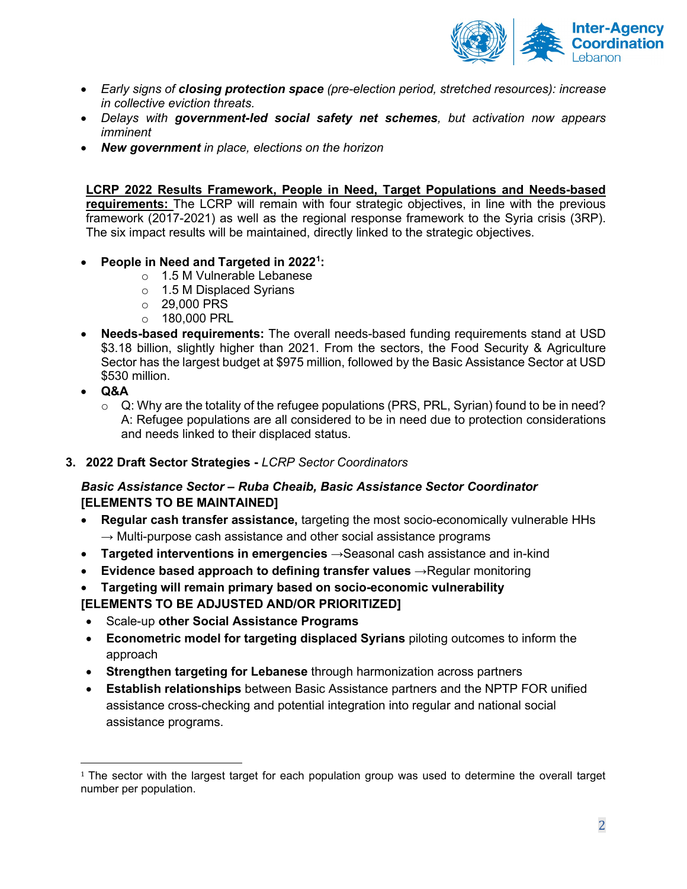- *Early signs of **closing protection space** (pre-election period, stretched resources): increase in collective eviction threats.*
- *Delays with **government-led social safety net schemes**, but activation now appears imminent*
- ***New government** in place, elections on the horizon*

**LCRP 2022 Results Framework, People in Need, Target Populations and Needs-based requirements:** The LCRP will remain with four strategic objectives, in line with the previous framework (2017-2021) as well as the regional response framework to the Syria crisis (3RP). The six impact results will be maintained, directly linked to the strategic objectives.

- **People in Need and Targeted in 2022[1]:**
  - 1.5 M Vulnerable Lebanese
  - 1.5 M Displaced Syrians
  - 29,000 PRS
  - 180,000 PRL
- **Needs-based requirements:** The overall needs-based funding requirements stand at USD $3.18 billion, slightly higher than 2021. From the sectors, the Food Security & Agriculture Sector has the largest budget at $975 million, followed by the Basic Assistance Sector at USD $530 million.
- **Q&A**
  - Q: Why are the totality of the refugee populations (PRS, PRL, Syrian) found to be in need? A: Refugee populations are all considered to be in need due to protection considerations and needs linked to their displaced status.

3. **2022 Draft Sector Strategies -** *LCRP Sector Coordinators*

***Basic Assistance Sector – Ruba Cheaib, Basic Assistance Sector Coordinator***
**[ELEMENTS TO BE MAINTAINED]**

- **Regular cash transfer assistance,** targeting the most socio-economically vulnerable HHs → Multi-purpose cash assistance and other social assistance programs
- **Targeted interventions in emergencies** →Seasonal cash assistance and in-kind
- **Evidence based approach to defining transfer values** →Regular monitoring
- **Targeting will remain primary based on socio-economic vulnerability**

**[ELEMENTS TO BE ADJUSTED AND/OR PRIORITIZED]**

- Scale-up **other Social Assistance Programs**
- **Econometric model for targeting displaced Syrians** piloting outcomes to inform the approach
- **Strengthen targeting for Lebanese** through harmonization across partners
- **Establish relationships** between Basic Assistance partners and the NPTP FOR unified assistance cross-checking and potential integration into regular and national social assistance programs.

[1] The sector with the largest target for each population group was used to determine the overall target number per population.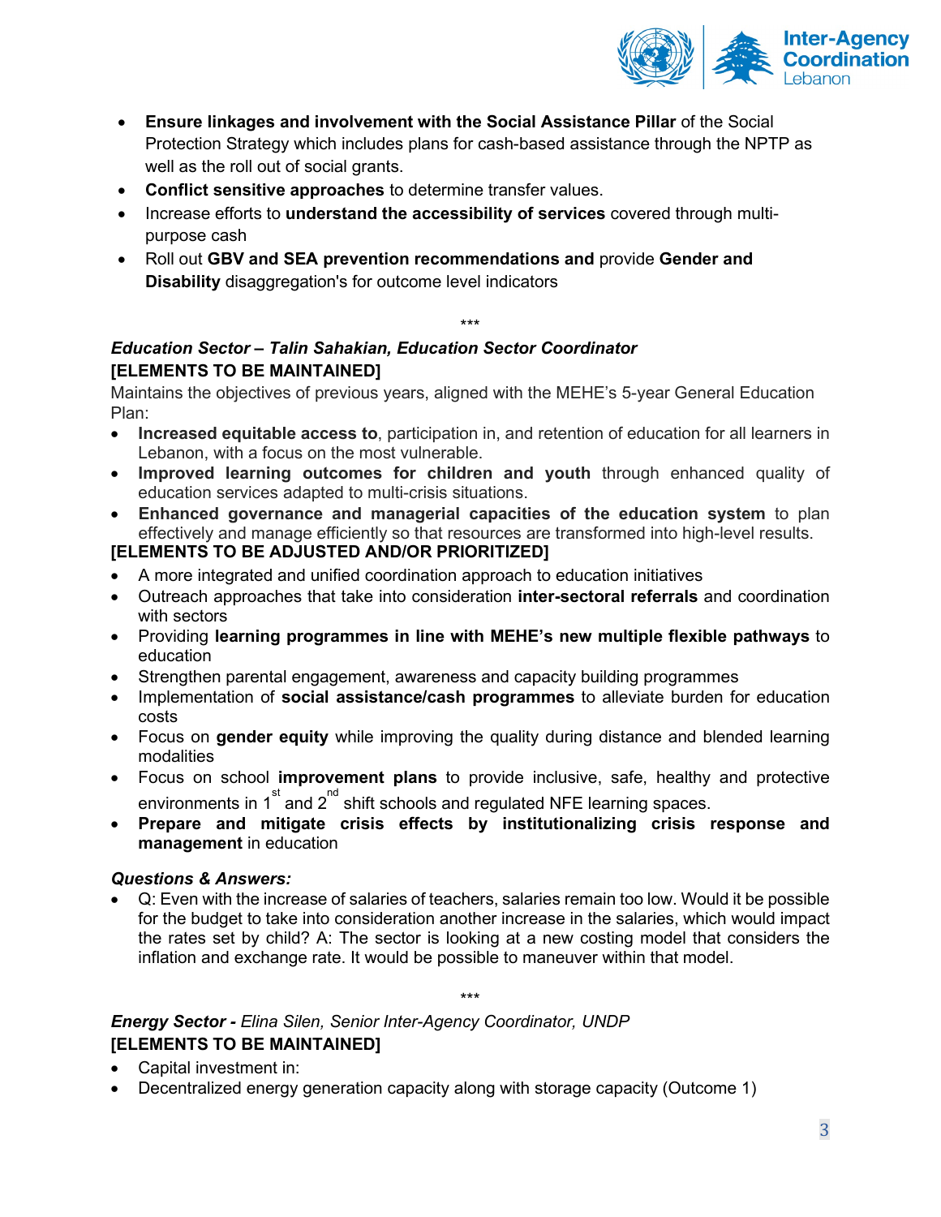- **Ensure linkages and involvement with the Social Assistance Pillar** of the Social Protection Strategy which includes plans for cash-based assistance through the NPTP as well as the roll out of social grants.
- **Conflict sensitive approaches** to determine transfer values.
- Increase efforts to **understand the accessibility of services** covered through multi-purpose cash
- Roll out **GBV and SEA prevention recommendations and** provide **Gender and Disability** disaggregation's for outcome level indicators

***

***Education Sector – Talin Sahakian, Education Sector Coordinator***

**[ELEMENTS TO BE MAINTAINED]**

Maintains the objectives of previous years, aligned with the MEHE's 5-year General Education Plan:

- **Increased equitable access to**, participation in, and retention of education for all learners in Lebanon, with a focus on the most vulnerable.
- **Improved learning outcomes for children and youth** through enhanced quality of education services adapted to multi-crisis situations.
- **Enhanced governance and managerial capacities of the education system** to plan effectively and manage efficiently so that resources are transformed into high-level results.

**[ELEMENTS TO BE ADJUSTED AND/OR PRIORITIZED]**

- A more integrated and unified coordination approach to education initiatives
- Outreach approaches that take into consideration **inter-sectoral referrals** and coordination with sectors
- Providing **learning programmes in line with MEHE's new multiple flexible pathways** to education
- Strengthen parental engagement, awareness and capacity building programmes
- Implementation of **social assistance/cash programmes** to alleviate burden for education costs
- Focus on **gender equity** while improving the quality during distance and blended learning modalities
- Focus on school **improvement plans** to provide inclusive, safe, healthy and protective environments in 1st and 2nd shift schools and regulated NFE learning spaces.
- **Prepare and mitigate crisis effects by institutionalizing crisis response and management** in education

***Questions & Answers:***

- Q: Even with the increase of salaries of teachers, salaries remain too low. Would it be possible for the budget to take into consideration another increase in the salaries, which would impact the rates set by child? A: The sector is looking at a new costing model that considers the inflation and exchange rate. It would be possible to maneuver within that model.

***

***Energy Sector -** Elina Silen, Senior Inter-Agency Coordinator, UNDP*

**[ELEMENTS TO BE MAINTAINED]**

- Capital investment in:
- Decentralized energy generation capacity along with storage capacity (Outcome 1)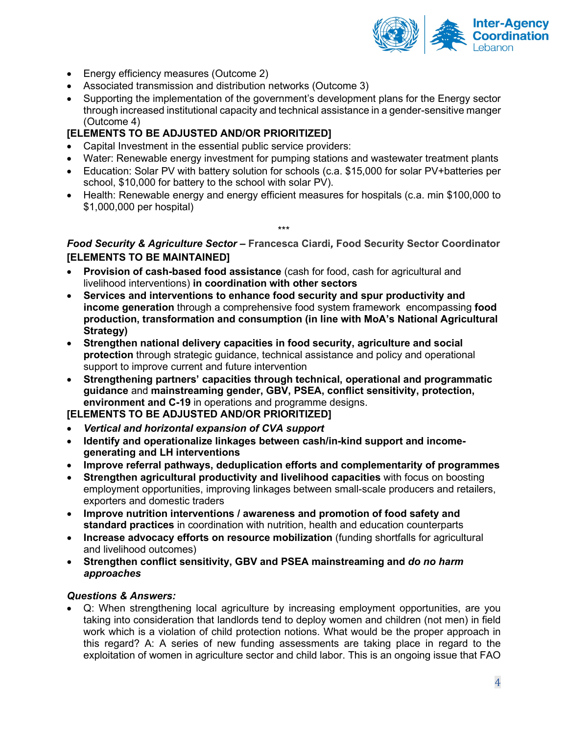- Energy efficiency measures (Outcome 2)
- Associated transmission and distribution networks (Outcome 3)
- Supporting the implementation of the government's development plans for the Energy sector through increased institutional capacity and technical assistance in a gender-sensitive manger (Outcome 4)

**[ELEMENTS TO BE ADJUSTED AND/OR PRIORITIZED]**

- Capital Investment in the essential public service providers:
- Water: Renewable energy investment for pumping stations and wastewater treatment plants
- Education: Solar PV with battery solution for schools (c.a. $15,000 for solar PV+batteries per school, $10,000 for battery to the school with solar PV).
- Health: Renewable energy and energy efficient measures for hospitals (c.a. min $100,000 to $1,000,000 per hospital)

***

***Food Security & Agriculture Sector* – Francesca Ciardi*,* Food Security Sector Coordinator**

**[ELEMENTS TO BE MAINTAINED]**

- **Provision of cash-based food assistance** (cash for food, cash for agricultural and livelihood interventions) **in coordination with other sectors**
- **Services and interventions to enhance food security and spur productivity and income generation** through a comprehensive food system framework encompassing **food production, transformation and consumption (in line with MoA's National Agricultural Strategy)**
- **Strengthen national delivery capacities in food security, agriculture and social protection** through strategic guidance, technical assistance and policy and operational support to improve current and future intervention
- **Strengthening partners' capacities through technical, operational and programmatic guidance** and **mainstreaming gender, GBV, PSEA, conflict sensitivity, protection, environment and C-19** in operations and programme designs.

**[ELEMENTS TO BE ADJUSTED AND/OR PRIORITIZED]**

- ***Vertical and horizontal expansion of CVA support***
- **Identify and operationalize linkages between cash/in-kind support and income-generating and LH interventions**
- **Improve referral pathways, deduplication efforts and complementarity of programmes**
- **Strengthen agricultural productivity and livelihood capacities** with focus on boosting employment opportunities, improving linkages between small-scale producers and retailers, exporters and domestic traders
- **Improve nutrition interventions / awareness and promotion of food safety and standard practices** in coordination with nutrition, health and education counterparts
- **Increase advocacy efforts on resource mobilization** (funding shortfalls for agricultural and livelihood outcomes)
- **Strengthen conflict sensitivity, GBV and PSEA mainstreaming and *do no harm approaches***

***Questions & Answers:***

- Q: When strengthening local agriculture by increasing employment opportunities, are you taking into consideration that landlords tend to deploy women and children (not men) in field work which is a violation of child protection notions. What would be the proper approach in this regard? A: A series of new funding assessments are taking place in regard to the exploitation of women in agriculture sector and child labor. This is an ongoing issue that FAO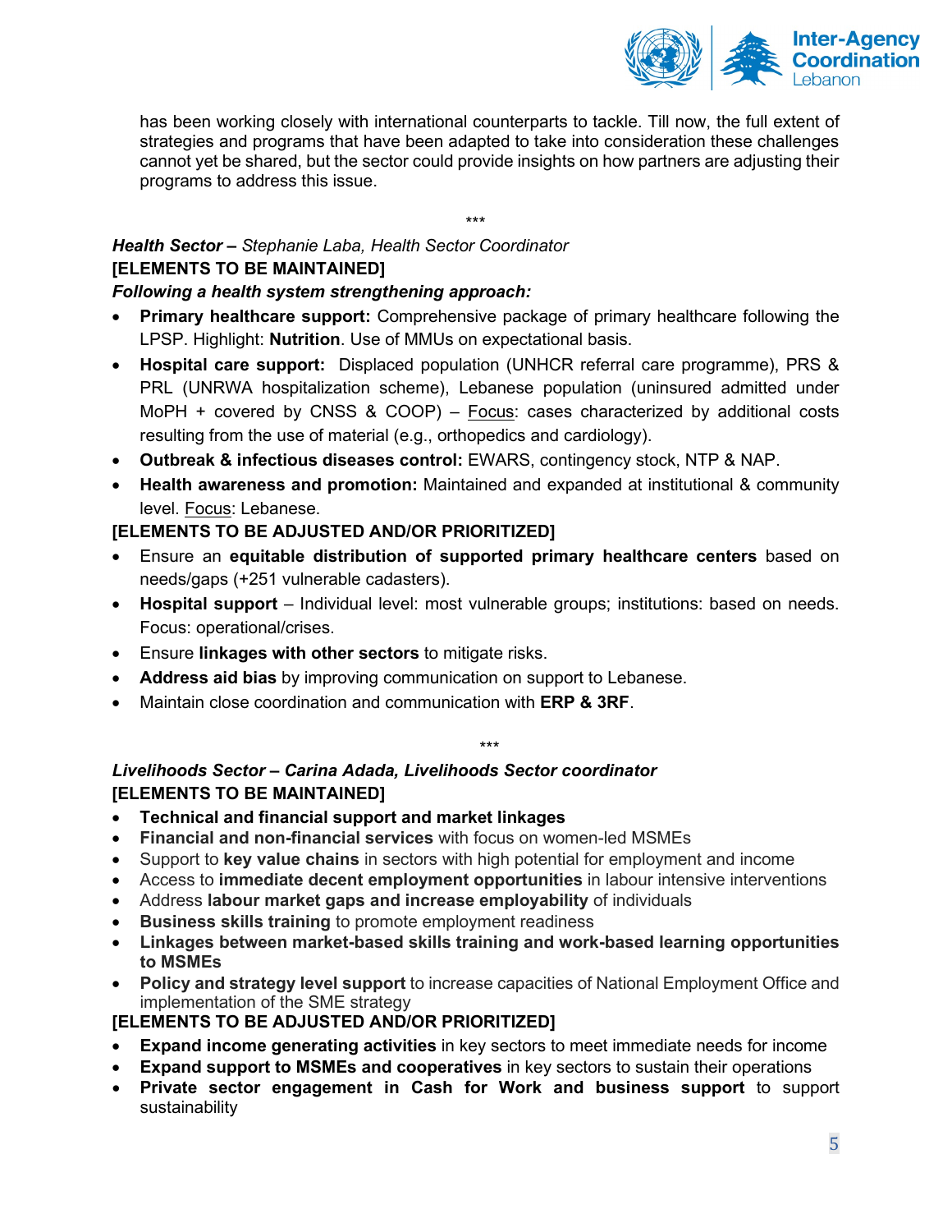has been working closely with international counterparts to tackle. Till now, the full extent of strategies and programs that have been adapted to take into consideration these challenges cannot yet be shared, but the sector could provide insights on how partners are adjusting their programs to address this issue.

***

***Health Sector –*** *Stephanie Laba, Health Sector Coordinator*

**[ELEMENTS TO BE MAINTAINED]**

***Following a health system strengthening approach:***

- **Primary healthcare support:** Comprehensive package of primary healthcare following the LPSP. Highlight: **Nutrition**. Use of MMUs on expectational basis.
- **Hospital care support:** Displaced population (UNHCR referral care programme), PRS & PRL (UNRWA hospitalization scheme), Lebanese population (uninsured admitted under MoPH + covered by CNSS & COOP) – <u>Focus</u>: cases characterized by additional costs resulting from the use of material (e.g., orthopedics and cardiology).
- **Outbreak & infectious diseases control:** EWARS, contingency stock, NTP & NAP.
- **Health awareness and promotion:** Maintained and expanded at institutional & community level. <u>Focus</u>: Lebanese.

**[ELEMENTS TO BE ADJUSTED AND/OR PRIORITIZED]**

- Ensure an **equitable distribution of supported primary healthcare centers** based on needs/gaps (+251 vulnerable cadasters).
- **Hospital support** – Individual level: most vulnerable groups; institutions: based on needs. Focus: operational/crises.
- Ensure **linkages with other sectors** to mitigate risks.
- **Address aid bias** by improving communication on support to Lebanese.
- Maintain close coordination and communication with **ERP & 3RF**.

***

***Livelihoods Sector – Carina Adada, Livelihoods Sector coordinator***

**[ELEMENTS TO BE MAINTAINED]**

- **Technical and financial support and market linkages**
- **Financial and non-financial services** with focus on women-led MSMEs
- Support to **key value chains** in sectors with high potential for employment and income
- Access to **immediate decent employment opportunities** in labour intensive interventions
- Address **labour market gaps and increase employability** of individuals
- **Business skills training** to promote employment readiness
- **Linkages between market-based skills training and work-based learning opportunities to MSMEs**
- **Policy and strategy level support** to increase capacities of National Employment Office and implementation of the SME strategy

**[ELEMENTS TO BE ADJUSTED AND/OR PRIORITIZED]**

- **Expand income generating activities** in key sectors to meet immediate needs for income
- **Expand support to MSMEs and cooperatives** in key sectors to sustain their operations
- **Private sector engagement in Cash for Work and business support** to support sustainability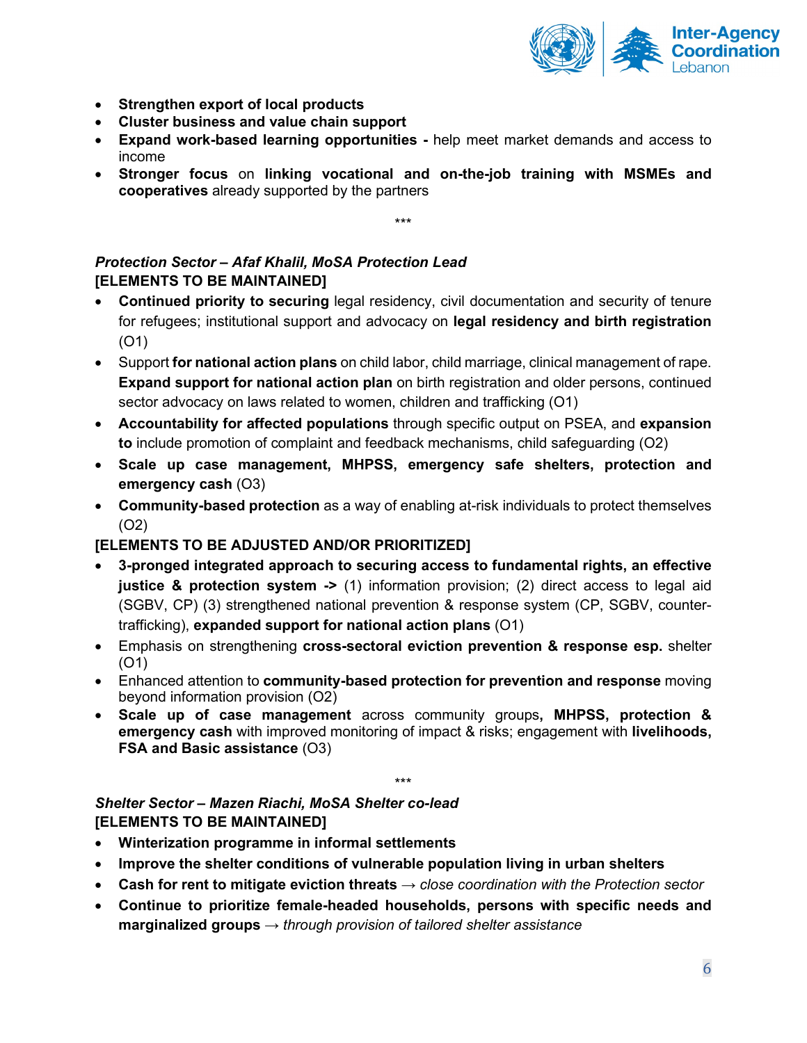- **Strengthen export of local products**
- **Cluster business and value chain support**
- **Expand work-based learning opportunities -** help meet market demands and access to income
- **Stronger focus** on **linking vocational and on-the-job training with MSMEs and cooperatives** already supported by the partners

\*\*\*

***Protection Sector – Afaf Khalil, MoSA Protection Lead***

**[ELEMENTS TO BE MAINTAINED]**

- **Continued priority to securing** legal residency, civil documentation and security of tenure for refugees; institutional support and advocacy on **legal residency and birth registration** (O1)
- Support **for national action plans** on child labor, child marriage, clinical management of rape. **Expand support for national action plan** on birth registration and older persons, continued sector advocacy on laws related to women, children and trafficking (O1)
- **Accountability for affected populations** through specific output on PSEA, and **expansion to** include promotion of complaint and feedback mechanisms, child safeguarding (O2)
- **Scale up case management, MHPSS, emergency safe shelters, protection and emergency cash** (O3)
- **Community-based protection** as a way of enabling at-risk individuals to protect themselves (O2)

**[ELEMENTS TO BE ADJUSTED AND/OR PRIORITIZED]**

- **3-pronged integrated approach to securing access to fundamental rights, an effective justice & protection system ->** (1) information provision; (2) direct access to legal aid (SGBV, CP) (3) strengthened national prevention & response system (CP, SGBV, counter-trafficking), **expanded support for national action plans** (O1)
- Emphasis on strengthening **cross-sectoral eviction prevention & response esp.** shelter (O1)
- Enhanced attention to **community-based protection for prevention and response** moving beyond information provision (O2)
- **Scale up of case management** across community groups**, MHPSS, protection & emergency cash** with improved monitoring of impact & risks; engagement with **livelihoods, FSA and Basic assistance** (O3)

\*\*\*

***Shelter Sector – Mazen Riachi, MoSA Shelter co-lead***

**[ELEMENTS TO BE MAINTAINED]**

- **Winterization programme in informal settlements**
- **Improve the shelter conditions of vulnerable population living in urban shelters**
- **Cash for rent to mitigate eviction threats** → *close coordination with the Protection sector*
- **Continue to prioritize female-headed households, persons with specific needs and marginalized groups** → *through provision of tailored shelter assistance*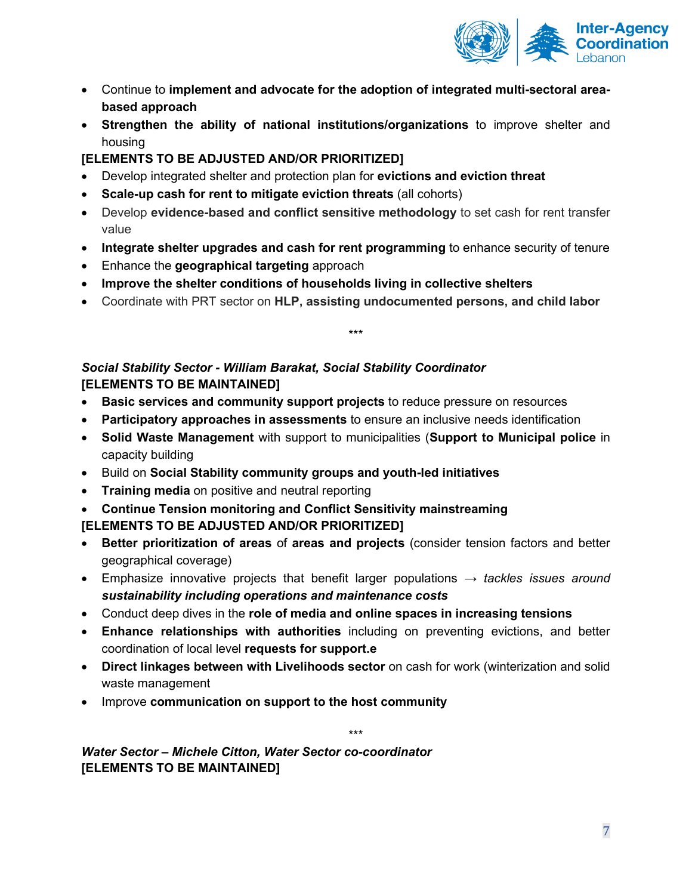- Continue to **implement and advocate for the adoption of integrated multi-sectoral area-based approach**
- **Strengthen the ability of national institutions/organizations** to improve shelter and housing

**[ELEMENTS TO BE ADJUSTED AND/OR PRIORITIZED]**

- Develop integrated shelter and protection plan for **evictions and eviction threat**
- **Scale-up cash for rent to mitigate eviction threats** (all cohorts)
- Develop **evidence-based and conflict sensitive methodology** to set cash for rent transfer value
- **Integrate shelter upgrades and cash for rent programming** to enhance security of tenure
- Enhance the **geographical targeting** approach
- **Improve the shelter conditions of households living in collective shelters**
- Coordinate with PRT sector on **HLP, assisting undocumented persons, and child labor**

***

***Social Stability Sector - William Barakat, Social Stability Coordinator***

**[ELEMENTS TO BE MAINTAINED]**

- **Basic services and community support projects** to reduce pressure on resources
- **Participatory approaches in assessments** to ensure an inclusive needs identification
- **Solid Waste Management** with support to municipalities (**Support to Municipal police** in capacity building
- Build on **Social Stability community groups and youth-led initiatives**
- **Training media** on positive and neutral reporting
- **Continue Tension monitoring and Conflict Sensitivity mainstreaming**

**[ELEMENTS TO BE ADJUSTED AND/OR PRIORITIZED]**

- **Better prioritization of areas** of **areas and projects** (consider tension factors and better geographical coverage)
- Emphasize innovative projects that benefit larger populations → *tackles issues around **sustainability including operations and maintenance costs***
- Conduct deep dives in the **role of media and online spaces in increasing tensions**
- **Enhance relationships with authorities** including on preventing evictions, and better coordination of local level **requests for support.e**
- **Direct linkages between with Livelihoods sector** on cash for work (winterization and solid waste management
- Improve **communication on support to the host community**

***

***Water Sector – Michele Citton, Water Sector co-coordinator***

**[ELEMENTS TO BE MAINTAINED]**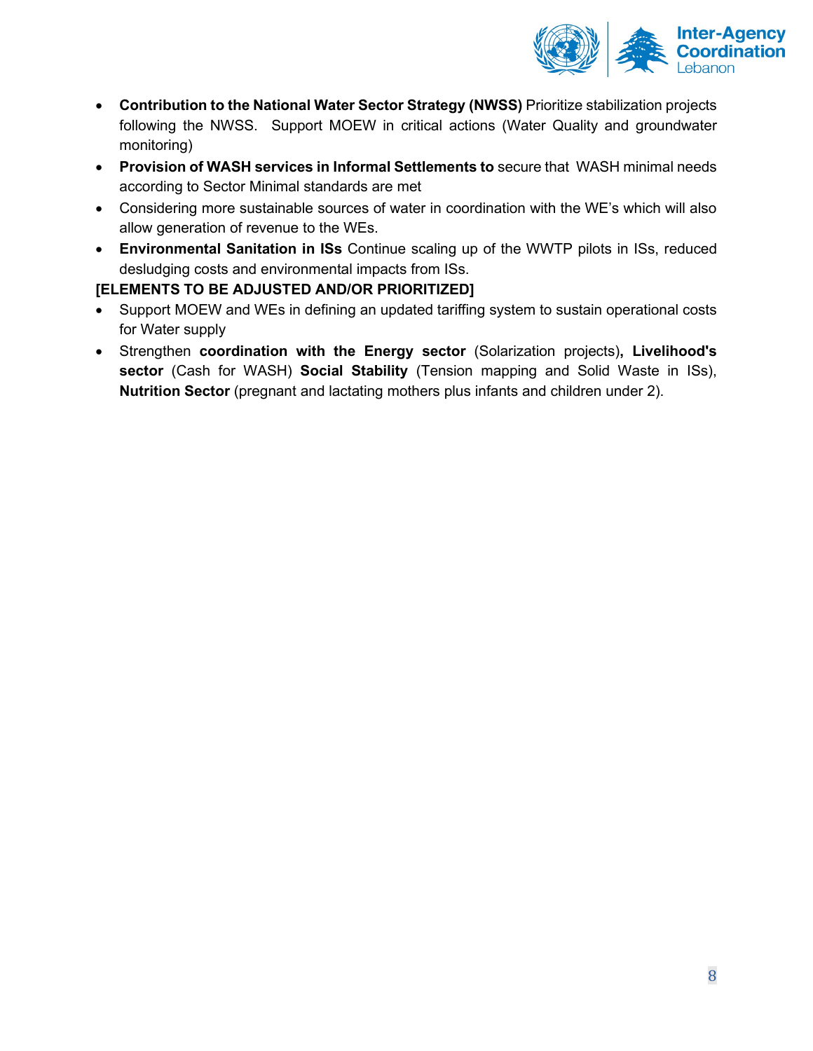- **Contribution to the National Water Sector Strategy (NWSS)** Prioritize stabilization projects following the NWSS. Support MOEW in critical actions (Water Quality and groundwater monitoring)
- **Provision of WASH services in Informal Settlements to** secure that WASH minimal needs according to Sector Minimal standards are met
- Considering more sustainable sources of water in coordination with the WE's which will also allow generation of revenue to the WEs.
- **Environmental Sanitation in ISs** Continue scaling up of the WWTP pilots in ISs, reduced desludging costs and environmental impacts from ISs.

**[ELEMENTS TO BE ADJUSTED AND/OR PRIORITIZED]**

- Support MOEW and WEs in defining an updated tariffing system to sustain operational costs for Water supply
- Strengthen **coordination with the Energy sector** (Solarization projects)**, Livelihood's sector** (Cash for WASH) **Social Stability** (Tension mapping and Solid Waste in ISs), **Nutrition Sector** (pregnant and lactating mothers plus infants and children under 2).